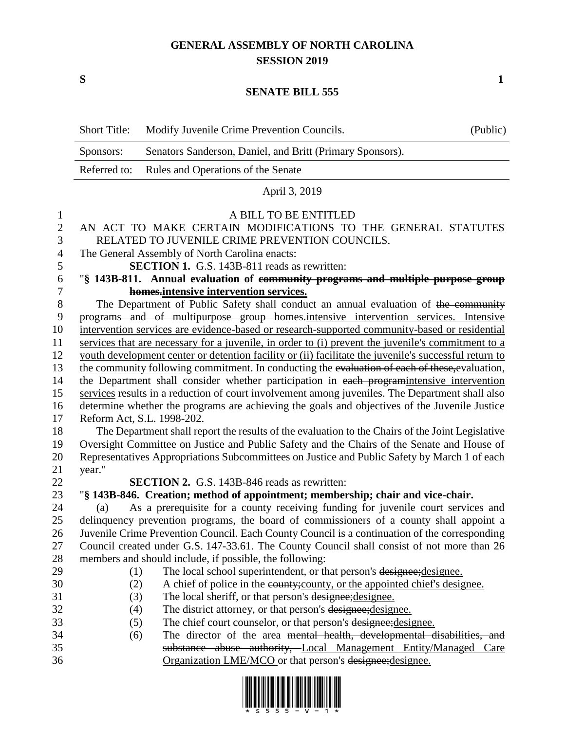# GENERAL ASSEMBLY OF NORTH CAROLINA
## SESSION 2019

**S** **1**

## SENATE BILL 555

| | | |
|---|---|---|
| Short Title: | Modify Juvenile Crime Prevention Councils. | (Public) |
| Sponsors: | Senators Sanderson, Daniel, and Britt (Primary Sponsors). | |
| Referred to: | Rules and Operations of the Senate | |

April 3, 2019

A BILL TO BE ENTITLED

AN ACT TO MAKE CERTAIN MODIFICATIONS TO THE GENERAL STATUTES RELATED TO JUVENILE CRIME PREVENTION COUNCILS.

The General Assembly of North Carolina enacts:

**SECTION 1.** G.S. 143B-811 reads as rewritten:

"**§ 143B-811. Annual evaluation of ~~community programs and multiple purpose group homes.~~<u>intensive intervention services.</u>**

The Department of Public Safety shall conduct an annual evaluation of ~~the community programs and of multipurpose group homes.~~<u>intensive intervention services. Intensive intervention services are evidence-based or research-supported community-based or residential services that are necessary for a juvenile, in order to (i) prevent the juvenile's commitment to a youth development center or detention facility or (ii) facilitate the juvenile's successful return to the community following commitment.</u> In conducting the ~~evaluation of each of these,~~<u>evaluation,</u> the Department shall consider whether participation in ~~each program~~<u>intensive intervention services</u> results in a reduction of court involvement among juveniles. The Department shall also determine whether the programs are achieving the goals and objectives of the Juvenile Justice Reform Act, S.L. 1998-202.

The Department shall report the results of the evaluation to the Chairs of the Joint Legislative Oversight Committee on Justice and Public Safety and the Chairs of the Senate and House of Representatives Appropriations Subcommittees on Justice and Public Safety by March 1 of each year."

**SECTION 2.** G.S. 143B-846 reads as rewritten:

"**§ 143B-846. Creation; method of appointment; membership; chair and vice-chair.**

(a) As a prerequisite for a county receiving funding for juvenile court services and delinquency prevention programs, the board of commissioners of a county shall appoint a Juvenile Crime Prevention Council. Each County Council is a continuation of the corresponding Council created under G.S. 147-33.61. The County Council shall consist of not more than 26 members and should include, if possible, the following:

(1) The local school superintendent, or that person's ~~designee;~~<u>designee.</u>

(2) A chief of police in the ~~county;~~<u>county, or the appointed chief's designee.</u>

(3) The local sheriff, or that person's ~~designee;~~<u>designee.</u>

(4) The district attorney, or that person's ~~designee;~~<u>designee.</u>

(5) The chief court counselor, or that person's ~~designee;~~<u>designee.</u>

(6) The director of the area ~~mental health, developmental disabilities, and substance abuse authority,~~ <u>Local Management Entity/Managed Care Organization LME/MCO</u> or that person's ~~designee;~~<u>designee.</u>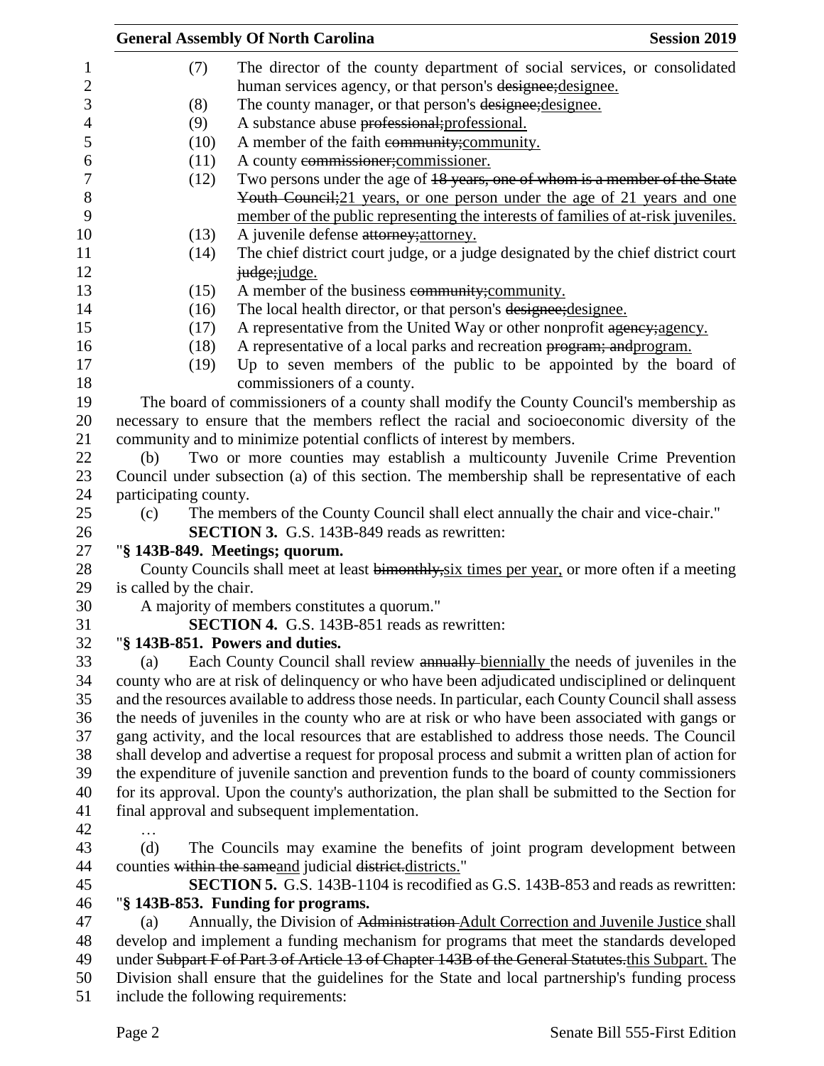(7) The director of the county department of social services, or consolidated human services agency, or that person's ~~designee;~~designee.

(8) The county manager, or that person's ~~designee;~~designee.

(9) A substance abuse ~~professional;~~professional.

(10) A member of the faith ~~community;~~community.

(11) A county ~~commissioner;~~commissioner.

(12) Two persons under the age of ~~18 years, one of whom is a member of the State Youth Council;~~21 years, or one person under the age of 21 years and one member of the public representing the interests of families of at-risk juveniles.

(13) A juvenile defense ~~attorney;~~attorney.

(14) The chief district court judge, or a judge designated by the chief district court ~~judge;~~judge.

(15) A member of the business ~~community;~~community.

(16) The local health director, or that person's ~~designee;~~designee.

(17) A representative from the United Way or other nonprofit ~~agency;~~agency.

(18) A representative of a local parks and recreation ~~program; and~~program.

(19) Up to seven members of the public to be appointed by the board of commissioners of a county.

The board of commissioners of a county shall modify the County Council's membership as necessary to ensure that the members reflect the racial and socioeconomic diversity of the community and to minimize potential conflicts of interest by members.

(b) Two or more counties may establish a multicounty Juvenile Crime Prevention Council under subsection (a) of this section. The membership shall be representative of each participating county.

(c) The members of the County Council shall elect annually the chair and vice-chair."

**SECTION 3.** G.S. 143B-849 reads as rewritten:

"**§ 143B-849. Meetings; quorum.**

County Councils shall meet at least ~~bimonthly,~~six times per year, or more often if a meeting is called by the chair.

A majority of members constitutes a quorum."

**SECTION 4.** G.S. 143B-851 reads as rewritten:

"**§ 143B-851. Powers and duties.**

(a) Each County Council shall review ~~annually~~ biennially the needs of juveniles in the county who are at risk of delinquency or who have been adjudicated undisciplined or delinquent and the resources available to address those needs. In particular, each County Council shall assess the needs of juveniles in the county who are at risk or who have been associated with gangs or gang activity, and the local resources that are established to address those needs. The Council shall develop and advertise a request for proposal process and submit a written plan of action for the expenditure of juvenile sanction and prevention funds to the board of county commissioners for its approval. Upon the county's authorization, the plan shall be submitted to the Section for final approval and subsequent implementation.

…

(d) The Councils may examine the benefits of joint program development between counties ~~within the same~~and judicial ~~district.~~districts."

**SECTION 5.** G.S. 143B-1104 is recodified as G.S. 143B-853 and reads as rewritten:

"**§ 143B-853. Funding for programs.**

(a) Annually, the Division of ~~Administration~~ Adult Correction and Juvenile Justice shall develop and implement a funding mechanism for programs that meet the standards developed under ~~Subpart F of Part 3 of Article 13 of Chapter 143B of the General Statutes.~~this Subpart. The Division shall ensure that the guidelines for the State and local partnership's funding process include the following requirements: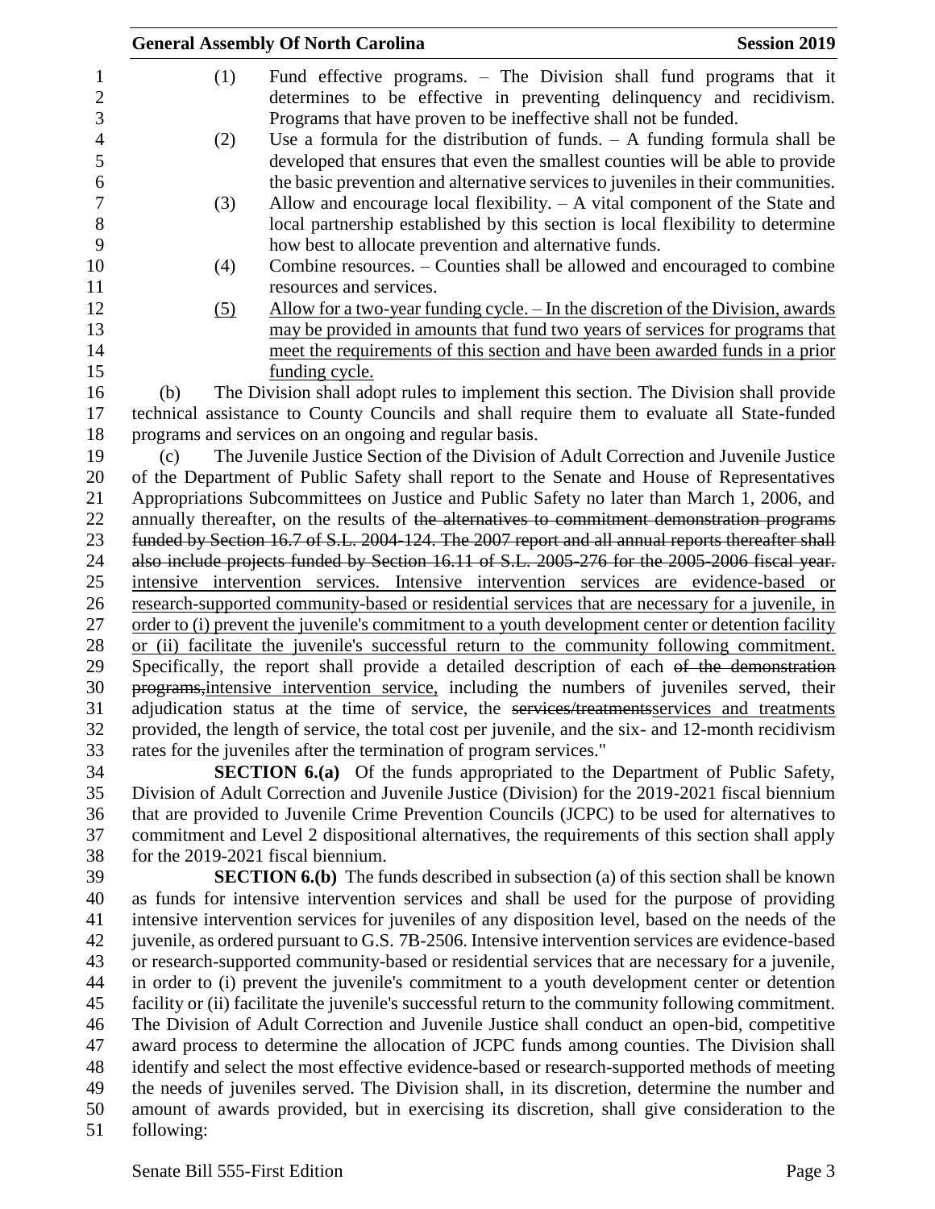(1) Fund effective programs. – The Division shall fund programs that it determines to be effective in preventing delinquency and recidivism. Programs that have proven to be ineffective shall not be funded.

(2) Use a formula for the distribution of funds. – A funding formula shall be developed that ensures that even the smallest counties will be able to provide the basic prevention and alternative services to juveniles in their communities.

(3) Allow and encourage local flexibility. – A vital component of the State and local partnership established by this section is local flexibility to determine how best to allocate prevention and alternative funds.

(4) Combine resources. – Counties shall be allowed and encouraged to combine resources and services.

<u>(5) Allow for a two-year funding cycle. – In the discretion of the Division, awards may be provided in amounts that fund two years of services for programs that meet the requirements of this section and have been awarded funds in a prior funding cycle.</u>

(b) The Division shall adopt rules to implement this section. The Division shall provide technical assistance to County Councils and shall require them to evaluate all State-funded programs and services on an ongoing and regular basis.

(c) The Juvenile Justice Section of the Division of Adult Correction and Juvenile Justice of the Department of Public Safety shall report to the Senate and House of Representatives Appropriations Subcommittees on Justice and Public Safety no later than March 1, 2006, and annually thereafter, on the results of ~~the alternatives to commitment demonstration programs funded by Section 16.7 of S.L. 2004-124. The 2007 report and all annual reports thereafter shall also include projects funded by Section 16.11 of S.L. 2005-276 for the 2005-2006 fiscal year.~~ <u>intensive intervention services. Intensive intervention services are evidence-based or research-supported community-based or residential services that are necessary for a juvenile, in order to (i) prevent the juvenile's commitment to a youth development center or detention facility or (ii) facilitate the juvenile's successful return to the community following commitment.</u> Specifically, the report shall provide a detailed description of each ~~of the demonstration programs,~~<u>intensive intervention service,</u> including the numbers of juveniles served, their adjudication status at the time of service, the ~~services/treatments~~<u>services and treatments</u> provided, the length of service, the total cost per juvenile, and the six- and 12-month recidivism rates for the juveniles after the termination of program services."

**SECTION 6.(a)** Of the funds appropriated to the Department of Public Safety, Division of Adult Correction and Juvenile Justice (Division) for the 2019-2021 fiscal biennium that are provided to Juvenile Crime Prevention Councils (JCPC) to be used for alternatives to commitment and Level 2 dispositional alternatives, the requirements of this section shall apply for the 2019-2021 fiscal biennium.

**SECTION 6.(b)** The funds described in subsection (a) of this section shall be known as funds for intensive intervention services and shall be used for the purpose of providing intensive intervention services for juveniles of any disposition level, based on the needs of the juvenile, as ordered pursuant to G.S. 7B-2506. Intensive intervention services are evidence-based or research-supported community-based or residential services that are necessary for a juvenile, in order to (i) prevent the juvenile's commitment to a youth development center or detention facility or (ii) facilitate the juvenile's successful return to the community following commitment. The Division of Adult Correction and Juvenile Justice shall conduct an open-bid, competitive award process to determine the allocation of JCPC funds among counties. The Division shall identify and select the most effective evidence-based or research-supported methods of meeting the needs of juveniles served. The Division shall, in its discretion, determine the number and amount of awards provided, but in exercising its discretion, shall give consideration to the following: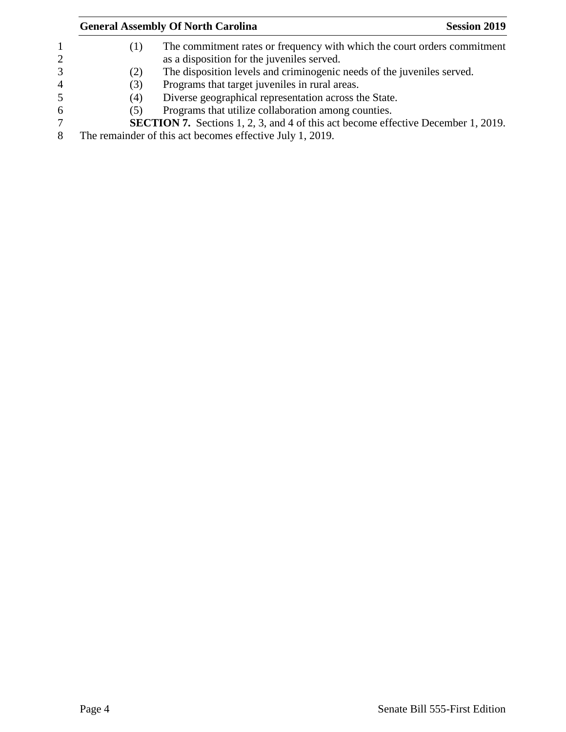(1) The commitment rates or frequency with which the court orders commitment as a disposition for the juveniles served.

(2) The disposition levels and criminogenic needs of the juveniles served.

(3) Programs that target juveniles in rural areas.

(4) Diverse geographical representation across the State.

(5) Programs that utilize collaboration among counties.

**SECTION 7.** Sections 1, 2, 3, and 4 of this act become effective December 1, 2019. The remainder of this act becomes effective July 1, 2019.